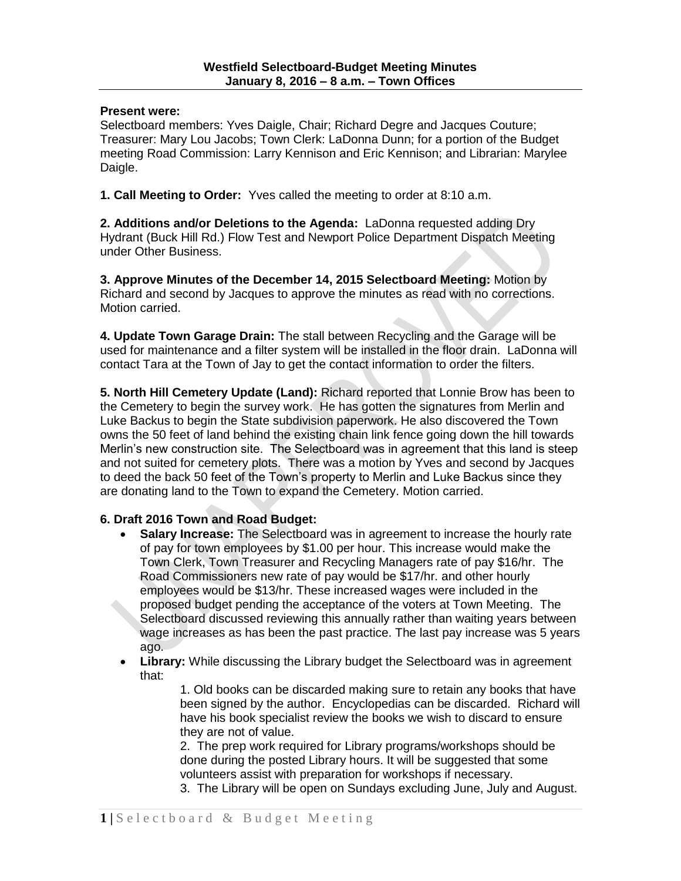**Westfield Selectboard-Budget Meeting Minutes**
**January 8, 2016 – 8 a.m. – Town Offices**

**Present were:**
Selectboard members: Yves Daigle, Chair; Richard Degre and Jacques Couture; Treasurer: Mary Lou Jacobs; Town Clerk: LaDonna Dunn; for a portion of the Budget meeting Road Commission: Larry Kennison and Eric Kennison; and Librarian: Marylee Daigle.

**1. Call Meeting to Order:** Yves called the meeting to order at 8:10 a.m.

**2. Additions and/or Deletions to the Agenda:** LaDonna requested adding Dry Hydrant (Buck Hill Rd.) Flow Test and Newport Police Department Dispatch Meeting under Other Business.

**3. Approve Minutes of the December 14, 2015 Selectboard Meeting:** Motion by Richard and second by Jacques to approve the minutes as read with no corrections. Motion carried.

**4. Update Town Garage Drain:** The stall between Recycling and the Garage will be used for maintenance and a filter system will be installed in the floor drain. LaDonna will contact Tara at the Town of Jay to get the contact information to order the filters.

**5. North Hill Cemetery Update (Land):** Richard reported that Lonnie Brow has been to the Cemetery to begin the survey work. He has gotten the signatures from Merlin and Luke Backus to begin the State subdivision paperwork. He also discovered the Town owns the 50 feet of land behind the existing chain link fence going down the hill towards Merlin's new construction site. The Selectboard was in agreement that this land is steep and not suited for cemetery plots. There was a motion by Yves and second by Jacques to deed the back 50 feet of the Town's property to Merlin and Luke Backus since they are donating land to the Town to expand the Cemetery. Motion carried.

**6. Draft 2016 Town and Road Budget:**

- **Salary Increase:** The Selectboard was in agreement to increase the hourly rate of pay for town employees by $1.00 per hour. This increase would make the Town Clerk, Town Treasurer and Recycling Managers rate of pay $16/hr. The Road Commissioners new rate of pay would be $17/hr. and other hourly employees would be $13/hr. These increased wages were included in the proposed budget pending the acceptance of the voters at Town Meeting. The Selectboard discussed reviewing this annually rather than waiting years between wage increases as has been the past practice. The last pay increase was 5 years ago.
- **Library:** While discussing the Library budget the Selectboard was in agreement that:

    1. Old books can be discarded making sure to retain any books that have been signed by the author. Encyclopedias can be discarded. Richard will have his book specialist review the books we wish to discard to ensure they are not of value.
    2. The prep work required for Library programs/workshops should be done during the posted Library hours. It will be suggested that some volunteers assist with preparation for workshops if necessary.
    3. The Library will be open on Sundays excluding June, July and August.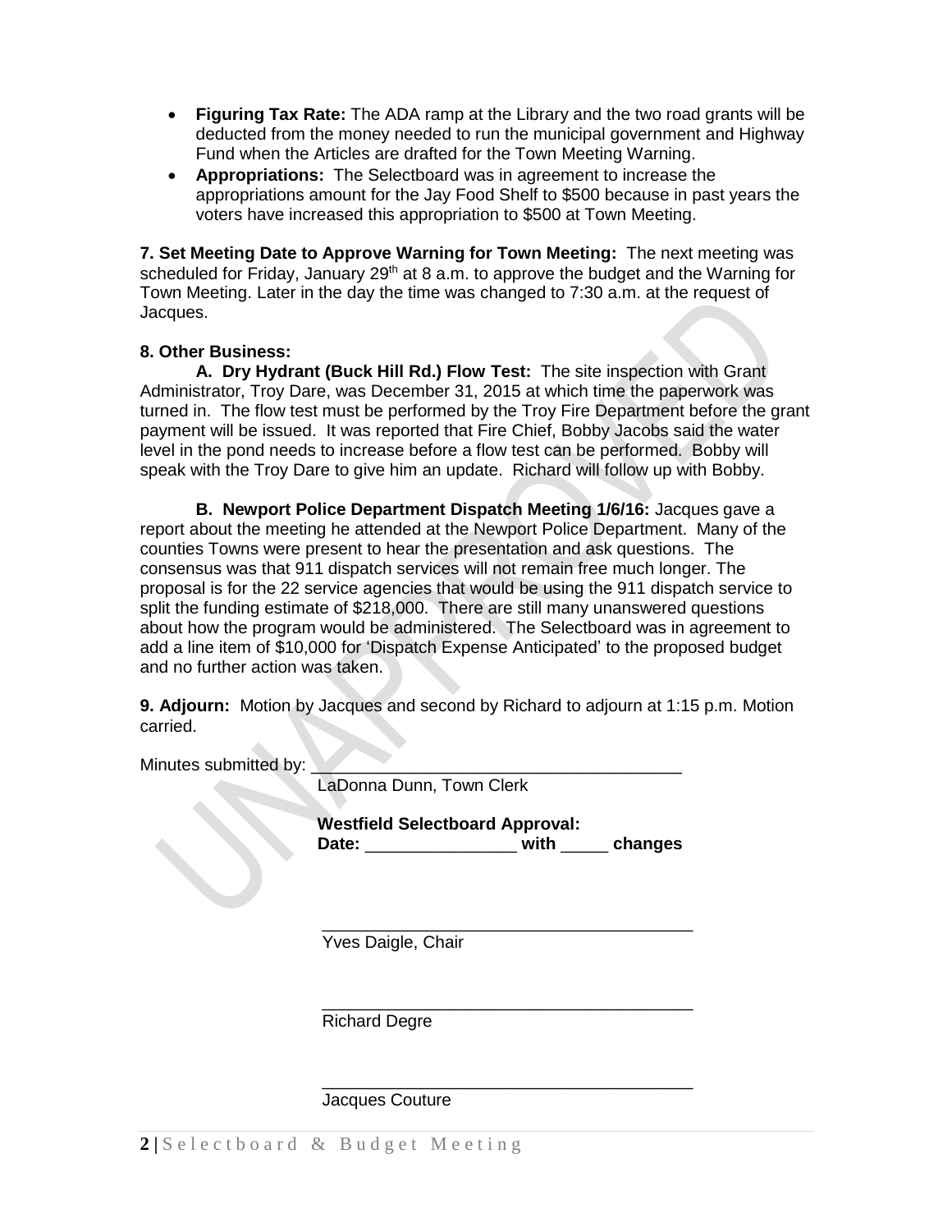- **Figuring Tax Rate:** The ADA ramp at the Library and the two road grants will be deducted from the money needed to run the municipal government and Highway Fund when the Articles are drafted for the Town Meeting Warning.
- **Appropriations:** The Selectboard was in agreement to increase the appropriations amount for the Jay Food Shelf to $500 because in past years the voters have increased this appropriation to $500 at Town Meeting.

**7. Set Meeting Date to Approve Warning for Town Meeting:** The next meeting was scheduled for Friday, January 29th at 8 a.m. to approve the budget and the Warning for Town Meeting. Later in the day the time was changed to 7:30 a.m. at the request of Jacques.

**8. Other Business:**

**A. Dry Hydrant (Buck Hill Rd.) Flow Test:** The site inspection with Grant Administrator, Troy Dare, was December 31, 2015 at which time the paperwork was turned in. The flow test must be performed by the Troy Fire Department before the grant payment will be issued. It was reported that Fire Chief, Bobby Jacobs said the water level in the pond needs to increase before a flow test can be performed. Bobby will speak with the Troy Dare to give him an update. Richard will follow up with Bobby.

**B. Newport Police Department Dispatch Meeting 1/6/16:** Jacques gave a report about the meeting he attended at the Newport Police Department. Many of the counties Towns were present to hear the presentation and ask questions. The consensus was that 911 dispatch services will not remain free much longer. The proposal is for the 22 service agencies that would be using the 911 dispatch service to split the funding estimate of $218,000. There are still many unanswered questions about how the program would be administered. The Selectboard was in agreement to add a line item of $10,000 for 'Dispatch Expense Anticipated' to the proposed budget and no further action was taken.

**9. Adjourn:** Motion by Jacques and second by Richard to adjourn at 1:15 p.m. Motion carried.

Minutes submitted by: ________________________________________
LaDonna Dunn, Town Clerk

**Westfield Selectboard Approval:**
**Date: ________________ with _____ changes**

________________________________________
Yves Daigle, Chair

________________________________________
Richard Degre

________________________________________
Jacques Couture